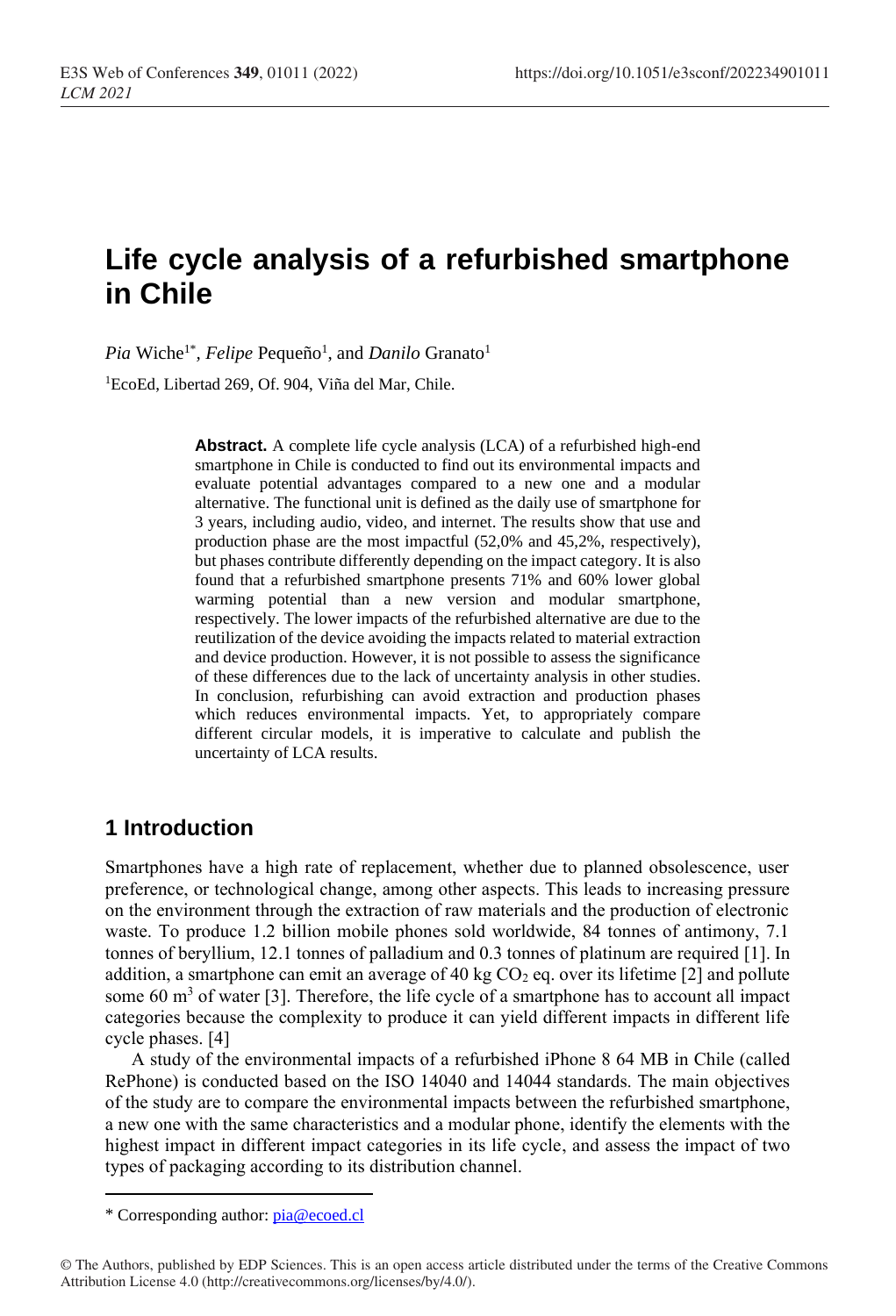# Life cycle analysis of a refurbished smartphone in Chile

*Pia* Wiche[1*], *Felipe* Pequeño[1], and *Danilo* Granato[1]

[1]EcoEd, Libertad 269, Of. 904, Viña del Mar, Chile.

**Abstract.** A complete life cycle analysis (LCA) of a refurbished high-end smartphone in Chile is conducted to find out its environmental impacts and evaluate potential advantages compared to a new one and a modular alternative. The functional unit is defined as the daily use of smartphone for 3 years, including audio, video, and internet. The results show that use and production phase are the most impactful (52,0% and 45,2%, respectively), but phases contribute differently depending on the impact category. It is also found that a refurbished smartphone presents 71% and 60% lower global warming potential than a new version and modular smartphone, respectively. The lower impacts of the refurbished alternative are due to the reutilization of the device avoiding the impacts related to material extraction and device production. However, it is not possible to assess the significance of these differences due to the lack of uncertainty analysis in other studies. In conclusion, refurbishing can avoid extraction and production phases which reduces environmental impacts. Yet, to appropriately compare different circular models, it is imperative to calculate and publish the uncertainty of LCA results.

## 1 Introduction

Smartphones have a high rate of replacement, whether due to planned obsolescence, user preference, or technological change, among other aspects. This leads to increasing pressure on the environment through the extraction of raw materials and the production of electronic waste. To produce 1.2 billion mobile phones sold worldwide, 84 tonnes of antimony, 7.1 tonnes of beryllium, 12.1 tonnes of palladium and 0.3 tonnes of platinum are required [1]. In addition, a smartphone can emit an average of 40 kg $CO_2$ eq. over its lifetime [2] and pollute some 60 $m^3$ of water [3]. Therefore, the life cycle of a smartphone has to account all impact categories because the complexity to produce it can yield different impacts in different life cycle phases. [4]

A study of the environmental impacts of a refurbished iPhone 8 64 MB in Chile (called RePhone) is conducted based on the ISO 14040 and 14044 standards. The main objectives of the study are to compare the environmental impacts between the refurbished smartphone, a new one with the same characteristics and a modular phone, identify the elements with the highest impact in different impact categories in its life cycle, and assess the impact of two types of packaging according to its distribution channel.

* Corresponding author: pia@ecoed.cl

© The Authors, published by EDP Sciences. This is an open access article distributed under the terms of the Creative Commons Attribution License 4.0 (http://creativecommons.org/licenses/by/4.0/).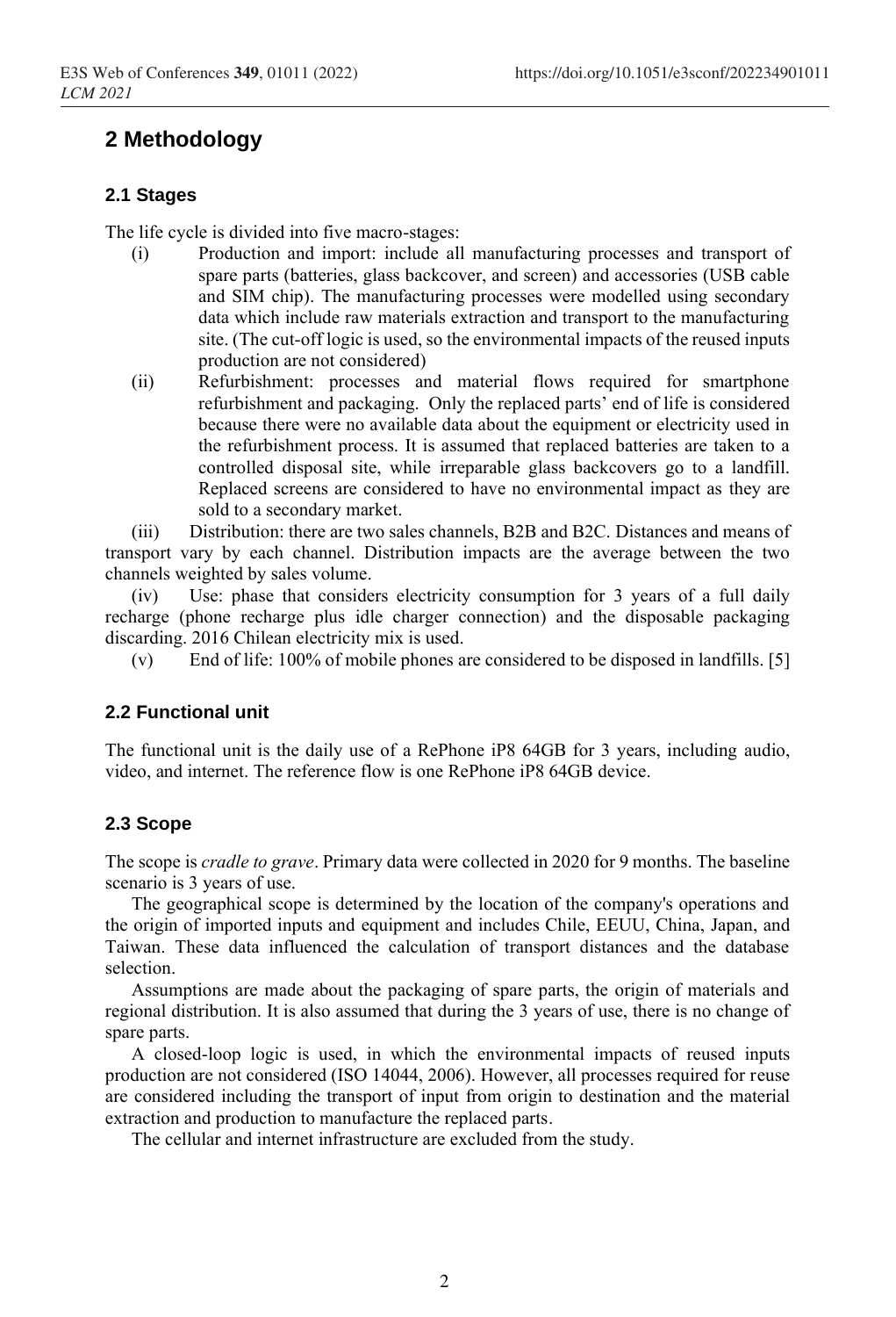## 2 Methodology

### 2.1 Stages

The life cycle is divided into five macro-stages:

(i) Production and import: include all manufacturing processes and transport of spare parts (batteries, glass backcover, and screen) and accessories (USB cable and SIM chip). The manufacturing processes were modelled using secondary data which include raw materials extraction and transport to the manufacturing site. (The cut-off logic is used, so the environmental impacts of the reused inputs production are not considered)

(ii) Refurbishment: processes and material flows required for smartphone refurbishment and packaging. Only the replaced parts' end of life is considered because there were no available data about the equipment or electricity used in the refurbishment process. It is assumed that replaced batteries are taken to a controlled disposal site, while irreparable glass backcovers go to a landfill. Replaced screens are considered to have no environmental impact as they are sold to a secondary market.

(iii) Distribution: there are two sales channels, B2B and B2C. Distances and means of transport vary by each channel. Distribution impacts are the average between the two channels weighted by sales volume.

(iv) Use: phase that considers electricity consumption for 3 years of a full daily recharge (phone recharge plus idle charger connection) and the disposable packaging discarding. 2016 Chilean electricity mix is used.

(v) End of life: 100% of mobile phones are considered to be disposed in landfills. [5]

### 2.2 Functional unit

The functional unit is the daily use of a RePhone iP8 64GB for 3 years, including audio, video, and internet. The reference flow is one RePhone iP8 64GB device.

### 2.3 Scope

The scope is *cradle to grave*. Primary data were collected in 2020 for 9 months. The baseline scenario is 3 years of use.

The geographical scope is determined by the location of the company's operations and the origin of imported inputs and equipment and includes Chile, EEUU, China, Japan, and Taiwan. These data influenced the calculation of transport distances and the database selection.

Assumptions are made about the packaging of spare parts, the origin of materials and regional distribution. It is also assumed that during the 3 years of use, there is no change of spare parts.

A closed-loop logic is used, in which the environmental impacts of reused inputs production are not considered (ISO 14044, 2006). However, all processes required for reuse are considered including the transport of input from origin to destination and the material extraction and production to manufacture the replaced parts.

The cellular and internet infrastructure are excluded from the study.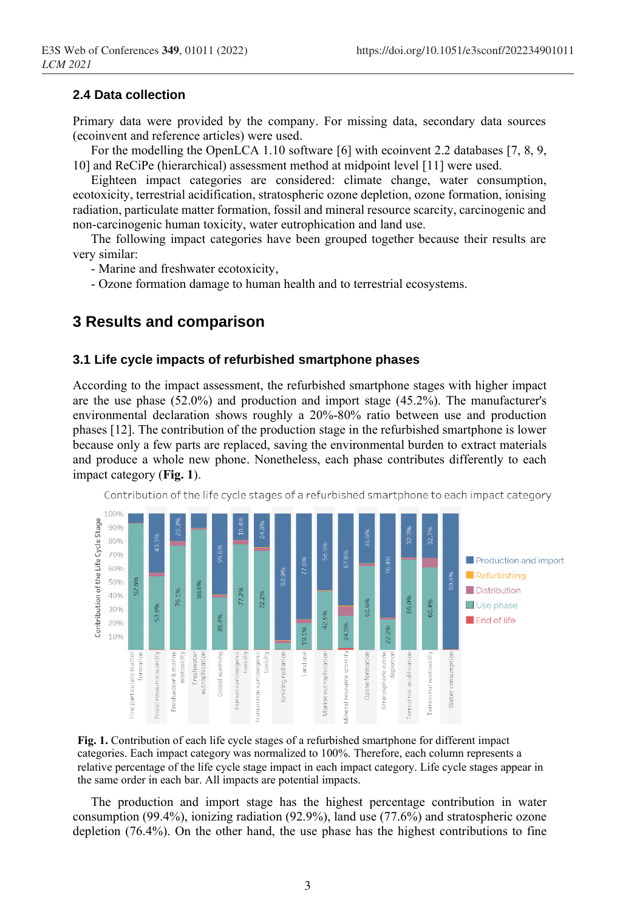### 2.4 Data collection

Primary data were provided by the company. For missing data, secondary data sources (ecoinvent and reference articles) were used.

For the modelling the OpenLCA 1.10 software [6] with ecoinvent 2.2 databases [7, 8, 9, 10] and ReCiPe (hierarchical) assessment method at midpoint level [11] were used.

Eighteen impact categories are considered: climate change, water consumption, ecotoxicity, terrestrial acidification, stratospheric ozone depletion, ozone formation, ionising radiation, particulate matter formation, fossil and mineral resource scarcity, carcinogenic and non-carcinogenic human toxicity, water eutrophication and land use.

The following impact categories have been grouped together because their results are very similar:

- Marine and freshwater ecotoxicity,
- Ozone formation damage to human health and to terrestrial ecosystems.

## 3 Results and comparison

### 3.1 Life cycle impacts of refurbished smartphone phases

According to the impact assessment, the refurbished smartphone stages with higher impact are the use phase (52.0%) and production and import stage (45.2%). The manufacturer's environmental declaration shows roughly a 20%-80% ratio between use and production phases [12]. The contribution of the production stage in the refurbished smartphone is lower because only a few parts are replaced, saving the environmental burden to extract materials and produce a whole new phone. Nonetheless, each phase contributes differently to each impact category (**Fig. 1**).

**Fig. 1.** Contribution of each life cycle stages of a refurbished smartphone for different impact categories. Each impact category was normalized to 100%. Therefore, each column represents a relative percentage of the life cycle stage impact in each impact category. Life cycle stages appear in the same order in each bar. All impacts are potential impacts.

The production and import stage has the highest percentage contribution in water consumption (99.4%), ionizing radiation (92.9%), land use (77.6%) and stratospheric ozone depletion (76.4%). On the other hand, the use phase has the highest contributions to fine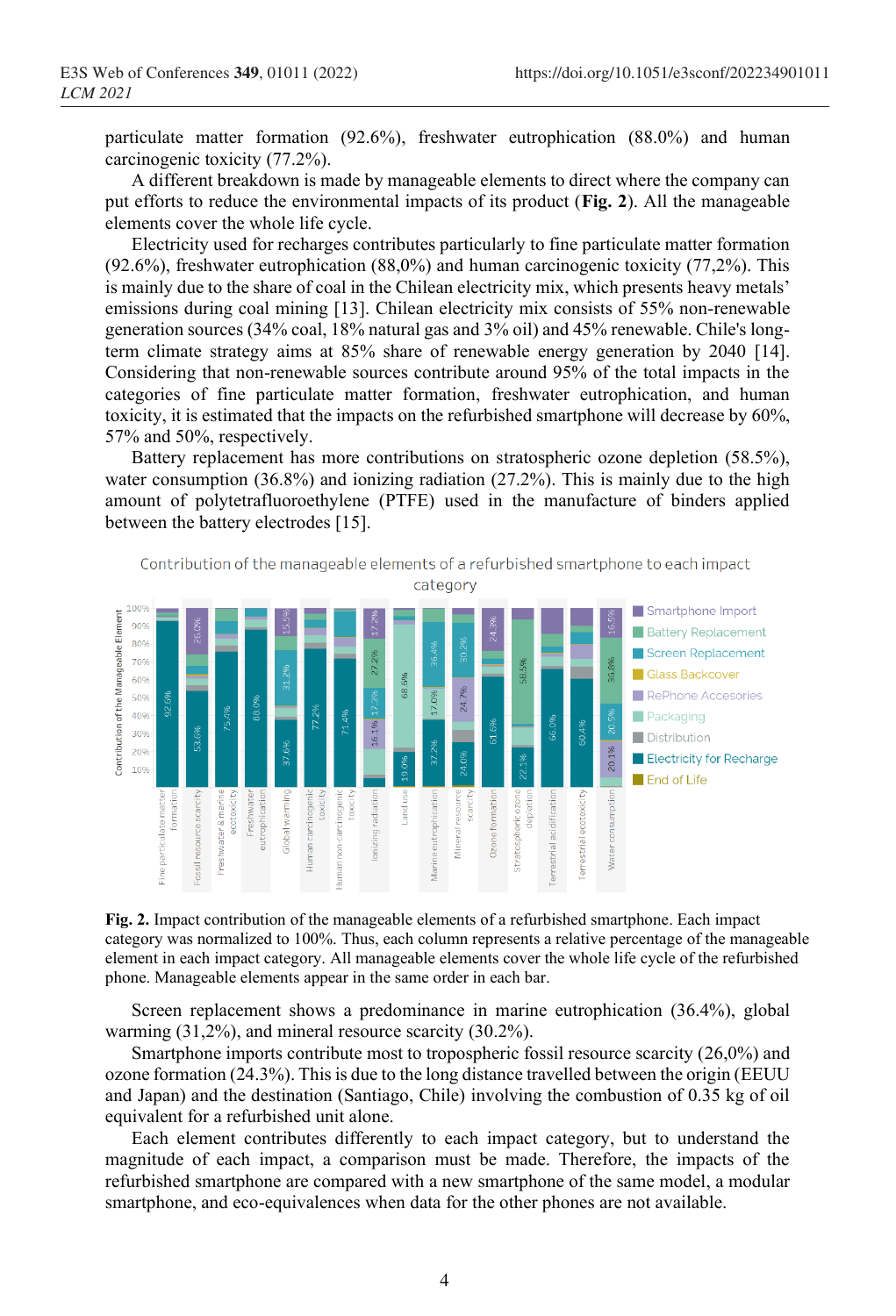particulate matter formation (92.6%), freshwater eutrophication (88.0%) and human carcinogenic toxicity (77.2%).

A different breakdown is made by manageable elements to direct where the company can put efforts to reduce the environmental impacts of its product (**Fig. 2**). All the manageable elements cover the whole life cycle.

Electricity used for recharges contributes particularly to fine particulate matter formation (92.6%), freshwater eutrophication (88,0%) and human carcinogenic toxicity (77,2%). This is mainly due to the share of coal in the Chilean electricity mix, which presents heavy metals' emissions during coal mining [13]. Chilean electricity mix consists of 55% non-renewable generation sources (34% coal, 18% natural gas and 3% oil) and 45% renewable. Chile's long-term climate strategy aims at 85% share of renewable energy generation by 2040 [14]. Considering that non-renewable sources contribute around 95% of the total impacts in the categories of fine particulate matter formation, freshwater eutrophication, and human toxicity, it is estimated that the impacts on the refurbished smartphone will decrease by 60%, 57% and 50%, respectively.

Battery replacement has more contributions on stratospheric ozone depletion (58.5%), water consumption (36.8%) and ionizing radiation (27.2%). This is mainly due to the high amount of polytetrafluoroethylene (PTFE) used in the manufacture of binders applied between the battery electrodes [15].

**Fig. 2.** Impact contribution of the manageable elements of a refurbished smartphone. Each impact category was normalized to 100%. Thus, each column represents a relative percentage of the manageable element in each impact category. All manageable elements cover the whole life cycle of the refurbished phone. Manageable elements appear in the same order in each bar.

Screen replacement shows a predominance in marine eutrophication (36.4%), global warming (31,2%), and mineral resource scarcity (30.2%).

Smartphone imports contribute most to tropospheric fossil resource scarcity (26,0%) and ozone formation (24.3%). This is due to the long distance travelled between the origin (EEUU and Japan) and the destination (Santiago, Chile) involving the combustion of 0.35 kg of oil equivalent for a refurbished unit alone.

Each element contributes differently to each impact category, but to understand the magnitude of each impact, a comparison must be made. Therefore, the impacts of the refurbished smartphone are compared with a new smartphone of the same model, a modular smartphone, and eco-equivalences when data for the other phones are not available.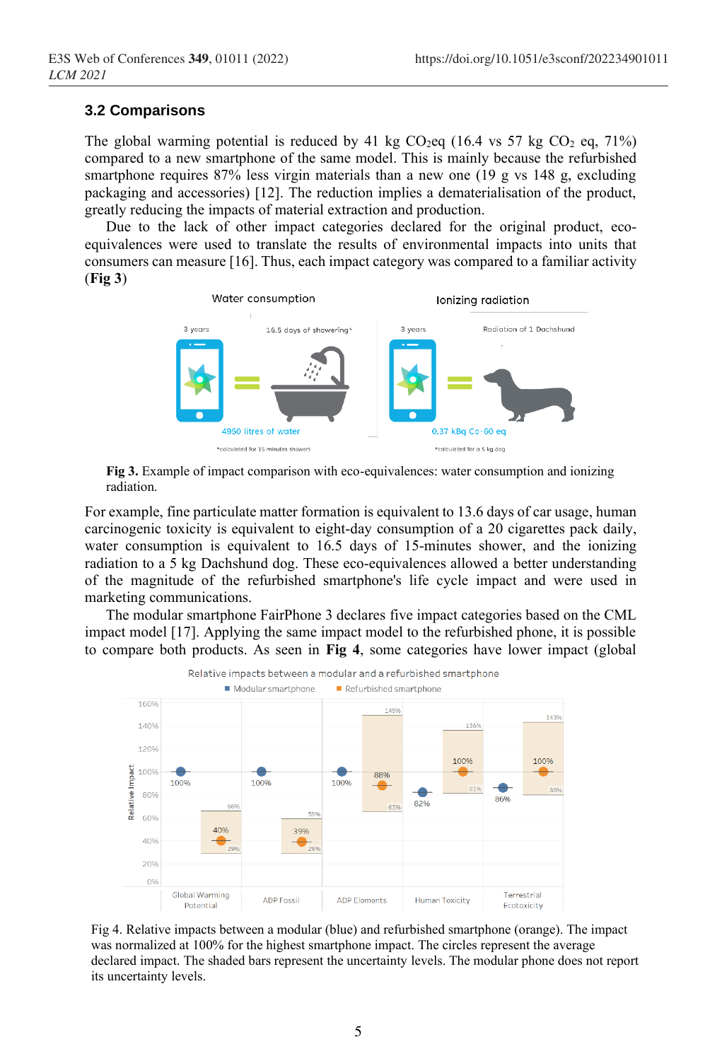### 3.2 Comparisons

The global warming potential is reduced by 41 kg $CO_2$eq (16.4 vs 57 kg $CO_2$ eq, 71%) compared to a new smartphone of the same model. This is mainly because the refurbished smartphone requires 87% less virgin materials than a new one (19 g vs 148 g, excluding packaging and accessories) [12]. The reduction implies a dematerialisation of the product, greatly reducing the impacts of material extraction and production.

Due to the lack of other impact categories declared for the original product, eco-equivalences were used to translate the results of environmental impacts into units that consumers can measure [16]. Thus, each impact category was compared to a familiar activity (**Fig 3**)

**Fig 3.** Example of impact comparison with eco-equivalences: water consumption and ionizing radiation.

For example, fine particulate matter formation is equivalent to 13.6 days of car usage, human carcinogenic toxicity is equivalent to eight-day consumption of a 20 cigarettes pack daily, water consumption is equivalent to 16.5 days of 15-minutes shower, and the ionizing radiation to a 5 kg Dachshund dog. These eco-equivalences allowed a better understanding of the magnitude of the refurbished smartphone's life cycle impact and were used in marketing communications.

The modular smartphone FairPhone 3 declares five impact categories based on the CML impact model [17]. Applying the same impact model to the refurbished phone, it is possible to compare both products. As seen in **Fig 4**, some categories have lower impact (global

Fig 4. Relative impacts between a modular (blue) and refurbished smartphone (orange). The impact was normalized at 100% for the highest smartphone impact. The circles represent the average declared impact. The shaded bars represent the uncertainty levels. The modular phone does not report its uncertainty levels.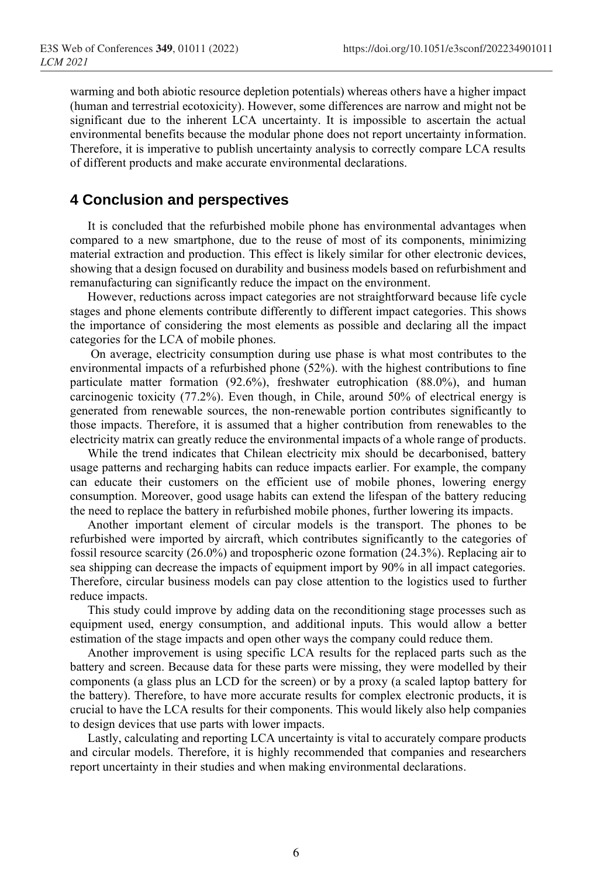warming and both abiotic resource depletion potentials) whereas others have a higher impact (human and terrestrial ecotoxicity). However, some differences are narrow and might not be significant due to the inherent LCA uncertainty. It is impossible to ascertain the actual environmental benefits because the modular phone does not report uncertainty information. Therefore, it is imperative to publish uncertainty analysis to correctly compare LCA results of different products and make accurate environmental declarations.

## 4 Conclusion and perspectives

It is concluded that the refurbished mobile phone has environmental advantages when compared to a new smartphone, due to the reuse of most of its components, minimizing material extraction and production. This effect is likely similar for other electronic devices, showing that a design focused on durability and business models based on refurbishment and remanufacturing can significantly reduce the impact on the environment.

However, reductions across impact categories are not straightforward because life cycle stages and phone elements contribute differently to different impact categories. This shows the importance of considering the most elements as possible and declaring all the impact categories for the LCA of mobile phones.

On average, electricity consumption during use phase is what most contributes to the environmental impacts of a refurbished phone (52%). with the highest contributions to fine particulate matter formation (92.6%), freshwater eutrophication (88.0%), and human carcinogenic toxicity (77.2%). Even though, in Chile, around 50% of electrical energy is generated from renewable sources, the non-renewable portion contributes significantly to those impacts. Therefore, it is assumed that a higher contribution from renewables to the electricity matrix can greatly reduce the environmental impacts of a whole range of products.

While the trend indicates that Chilean electricity mix should be decarbonised, battery usage patterns and recharging habits can reduce impacts earlier. For example, the company can educate their customers on the efficient use of mobile phones, lowering energy consumption. Moreover, good usage habits can extend the lifespan of the battery reducing the need to replace the battery in refurbished mobile phones, further lowering its impacts.

Another important element of circular models is the transport. The phones to be refurbished were imported by aircraft, which contributes significantly to the categories of fossil resource scarcity (26.0%) and tropospheric ozone formation (24.3%). Replacing air to sea shipping can decrease the impacts of equipment import by 90% in all impact categories. Therefore, circular business models can pay close attention to the logistics used to further reduce impacts.

This study could improve by adding data on the reconditioning stage processes such as equipment used, energy consumption, and additional inputs. This would allow a better estimation of the stage impacts and open other ways the company could reduce them.

Another improvement is using specific LCA results for the replaced parts such as the battery and screen. Because data for these parts were missing, they were modelled by their components (a glass plus an LCD for the screen) or by a proxy (a scaled laptop battery for the battery). Therefore, to have more accurate results for complex electronic products, it is crucial to have the LCA results for their components. This would likely also help companies to design devices that use parts with lower impacts.

Lastly, calculating and reporting LCA uncertainty is vital to accurately compare products and circular models. Therefore, it is highly recommended that companies and researchers report uncertainty in their studies and when making environmental declarations.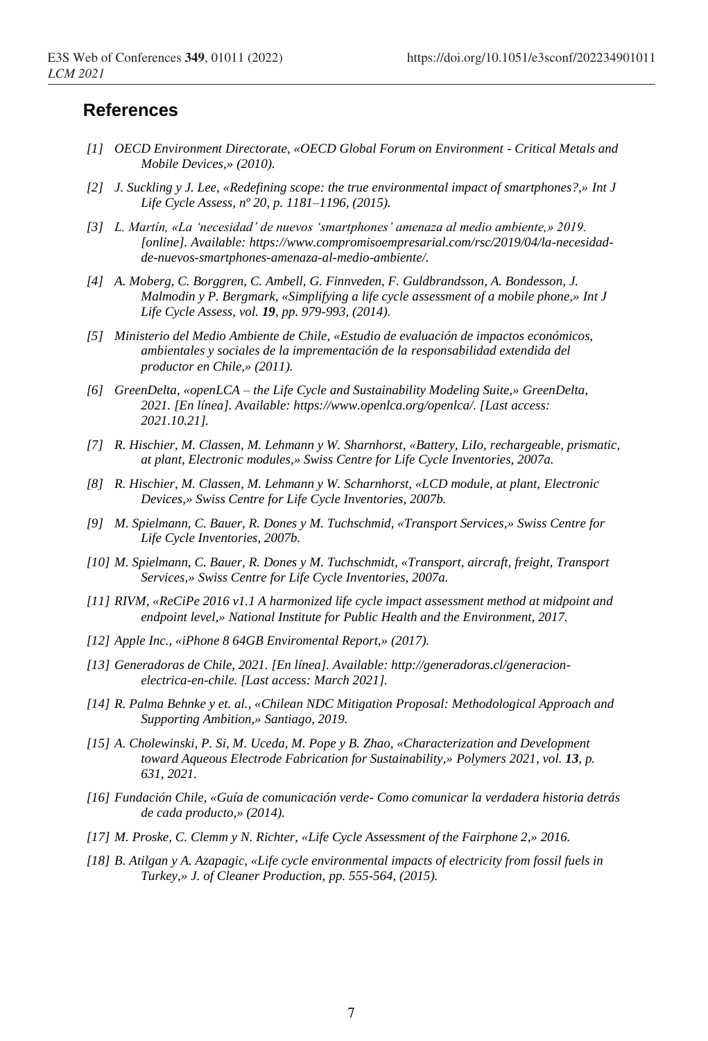## References

*[1] OECD Environment Directorate, «OECD Global Forum on Environment - Critical Metals and Mobile Devices,» (2010).*

*[2] J. Suckling y J. Lee, «Redefining scope: the true environmental impact of smartphones?,» Int J Life Cycle Assess, nº 20, p. 1181–1196, (2015).*

*[3] L. Martín, «La 'necesidad' de nuevos 'smartphones' amenaza al medio ambiente,» 2019. [online]. Available: https://www.compromisoempresarial.com/rsc/2019/04/la-necesidad-de-nuevos-smartphones-amenaza-al-medio-ambiente/.*

*[4] A. Moberg, C. Borggren, C. Ambell, G. Finnveden, F. Guldbrandsson, A. Bondesson, J. Malmodin y P. Bergmark, «Simplifying a life cycle assessment of a mobile phone,» Int J Life Cycle Assess, vol. **19**, pp. 979-993, (2014).*

*[5] Ministerio del Medio Ambiente de Chile, «Estudio de evaluación de impactos económicos, ambientales y sociales de la imprementación de la responsabilidad extendida del productor en Chile,» (2011).*

*[6] GreenDelta, «openLCA – the Life Cycle and Sustainability Modeling Suite,» GreenDelta, 2021. [En línea]. Available: https://www.openlca.org/openlca/. [Last access: 2021.10.21].*

*[7] R. Hischier, M. Classen, M. Lehmann y W. Sharnhorst, «Battery, LiIo, rechargeable, prismatic, at plant, Electronic modules,» Swiss Centre for Life Cycle Inventories, 2007a.*

*[8] R. Hischier, M. Classen, M. Lehmann y W. Scharnhorst, «LCD module, at plant, Electronic Devices,» Swiss Centre for Life Cycle Inventories, 2007b.*

*[9] M. Spielmann, C. Bauer, R. Dones y M. Tuchschmid, «Transport Services,» Swiss Centre for Life Cycle Inventories, 2007b.*

*[10] M. Spielmann, C. Bauer, R. Dones y M. Tuchschmidt, «Transport, aircraft, freight, Transport Services,» Swiss Centre for Life Cycle Inventories, 2007a.*

*[11] RIVM, «ReCiPe 2016 v1.1 A harmonized life cycle impact assessment method at midpoint and endpoint level,» National Institute for Public Health and the Environment, 2017.*

*[12] Apple Inc., «iPhone 8 64GB Enviromental Report,» (2017).*

*[13] Generadoras de Chile, 2021. [En línea]. Available: http://generadoras.cl/generacion-electrica-en-chile. [Last access: March 2021].*

*[14] R. Palma Behnke y et. al., «Chilean NDC Mitigation Proposal: Methodological Approach and Supporting Ambition,» Santiago, 2019.*

*[15] A. Cholewinski, P. Si, M. Uceda, M. Pope y B. Zhao, «Characterization and Development toward Aqueous Electrode Fabrication for Sustainability,» Polymers 2021, vol. **13**, p. 631, 2021.*

*[16] Fundación Chile, «Guía de comunicación verde- Como comunicar la verdadera historia detrás de cada producto,» (2014).*

*[17] M. Proske, C. Clemm y N. Richter, «Life Cycle Assessment of the Fairphone 2,» 2016.*

*[18] B. Atilgan y A. Azapagic, «Life cycle environmental impacts of electricity from fossil fuels in Turkey,» J. of Cleaner Production, pp. 555-564, (2015).*